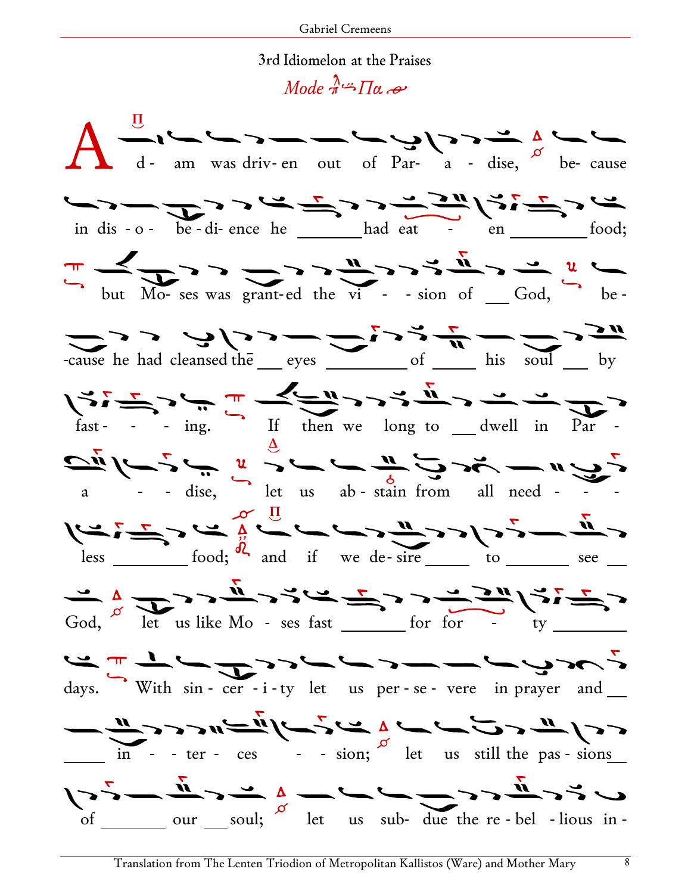## 3rd Idiomelon at the Praises

*Mode Πα*

Adam was driven out of Paradise, because in disobedience he had eaten food; but Moses was granted the vision of God, because he had cleansed the eyes of his soul by fasting. If then we long to dwell in Paradise, let us abstain from all needless food; and if we desire to see God, let us like Moses fast for forty days. With sincerity let us persevere in prayer and intercession; let us still the passions of our soul; let us subdue the rebellious in-

Translation from The Lenten Triodion of Metropolitan Kallistos (Ware) and Mother Mary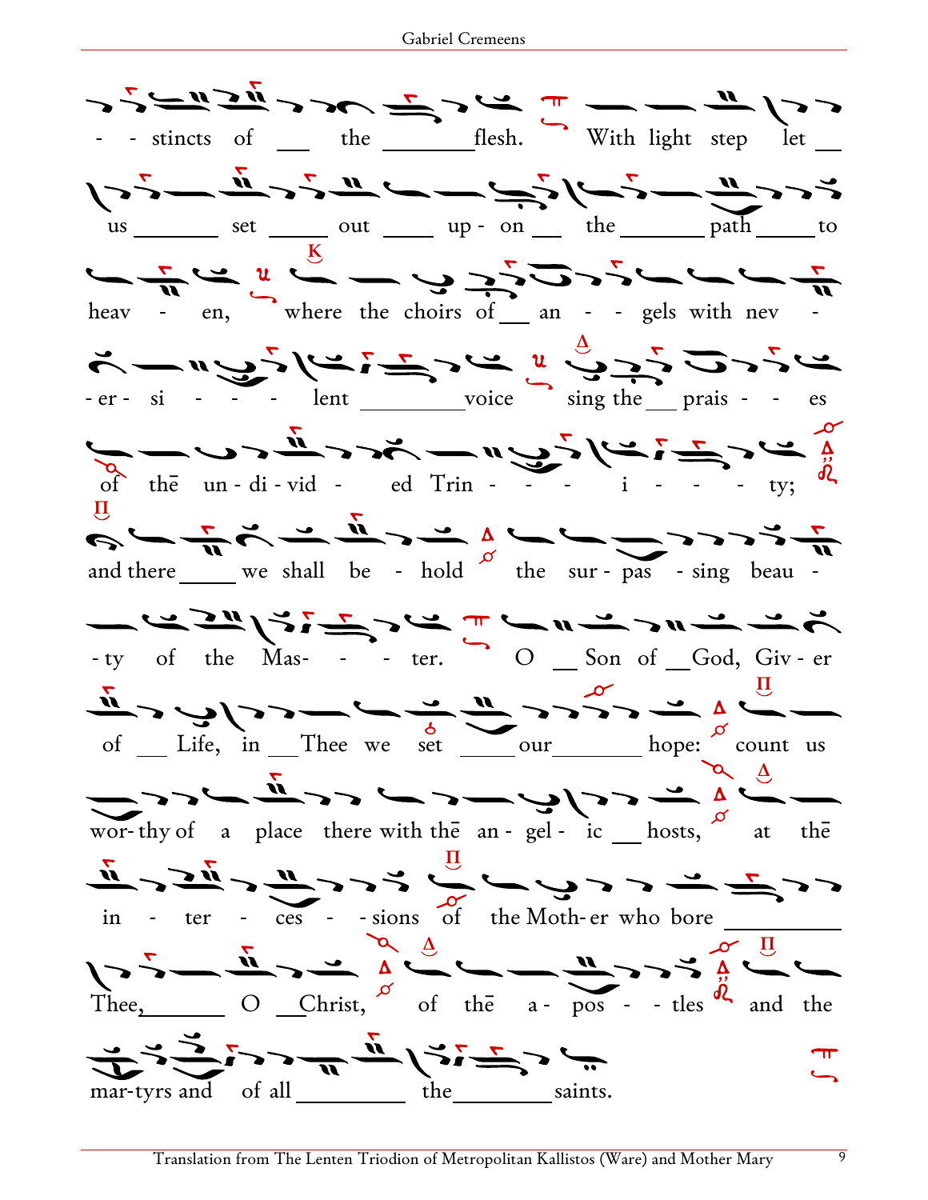- - stincts of the flesh. With light step let us set out up - on the path to heav - en, where the choirs of an - - gels with nev - - er - si - - - lent voice sing the prais - - es of thē un - di - vid - ed Trin - - - i - - - ty; and there we shall be - hold the sur - pas - sing beau - - ty of the Mas- - - ter. O Son of God, Giv - er of Life, in Thee we set our hope: count us wor- thy of a place there with thē an - gel - ic hosts, at thē in - ter - ces - - sions of the Moth- er who bore Thee, O Christ, of thē a - pos - - tles and the mar-tyrs and of all the saints.

Translation from The Lenten Triodion of Metropolitan Kallistos (Ware) and Mother Mary